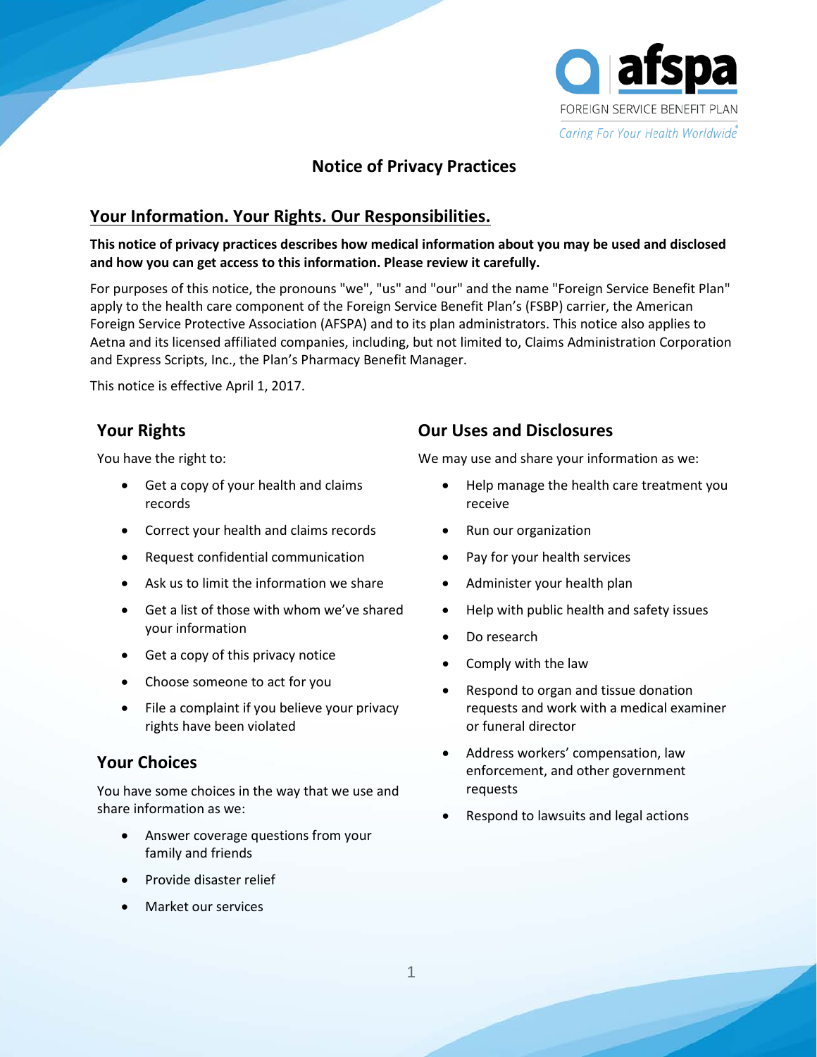afspa

FOREIGN SERVICE BENEFIT PLAN

*Caring For Your Health Worldwide*

# Notice of Privacy Practices

## Your Information. Your Rights. Our Responsibilities.

**This notice of privacy practices describes how medical information about you may be used and disclosed and how you can get access to this information. Please review it carefully.**

For purposes of this notice, the pronouns "we", "us" and "our" and the name "Foreign Service Benefit Plan" apply to the health care component of the Foreign Service Benefit Plan's (FSBP) carrier, the American Foreign Service Protective Association (AFSPA) and to its plan administrators. This notice also applies to Aetna and its licensed affiliated companies, including, but not limited to, Claims Administration Corporation and Express Scripts, Inc., the Plan's Pharmacy Benefit Manager.

This notice is effective April 1, 2017.

### Your Rights

You have the right to:

- Get a copy of your health and claims records
- Correct your health and claims records
- Request confidential communication
- Ask us to limit the information we share
- Get a list of those with whom we've shared your information
- Get a copy of this privacy notice
- Choose someone to act for you
- File a complaint if you believe your privacy rights have been violated

### Your Choices

You have some choices in the way that we use and share information as we:

- Answer coverage questions from your family and friends
- Provide disaster relief
- Market our services

### Our Uses and Disclosures

We may use and share your information as we:

- Help manage the health care treatment you receive
- Run our organization
- Pay for your health services
- Administer your health plan
- Help with public health and safety issues
- Do research
- Comply with the law
- Respond to organ and tissue donation requests and work with a medical examiner or funeral director
- Address workers' compensation, law enforcement, and other government requests
- Respond to lawsuits and legal actions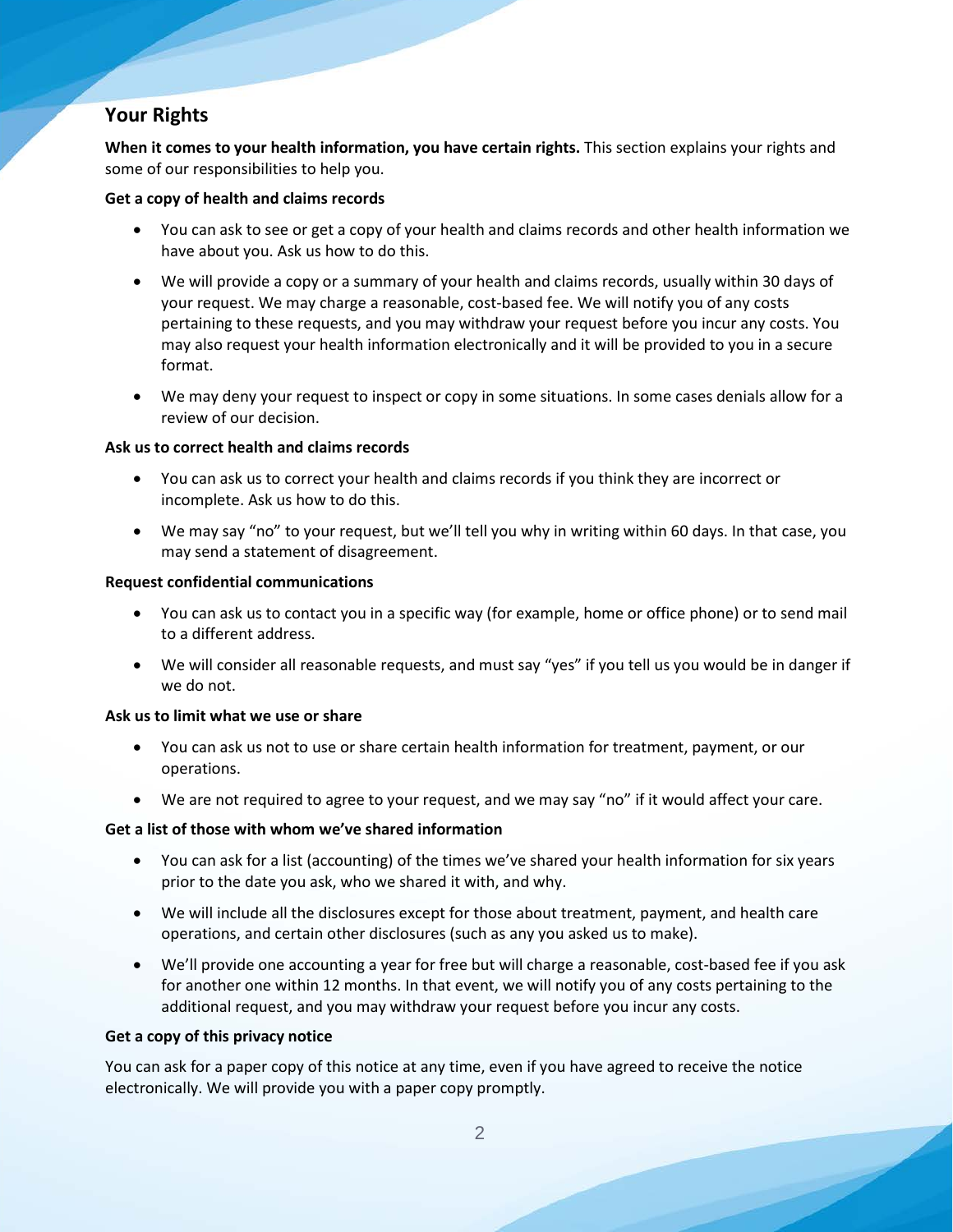## Your Rights

**When it comes to your health information, you have certain rights.** This section explains your rights and some of our responsibilities to help you.

**Get a copy of health and claims records**

- You can ask to see or get a copy of your health and claims records and other health information we have about you. Ask us how to do this.
- We will provide a copy or a summary of your health and claims records, usually within 30 days of your request. We may charge a reasonable, cost-based fee. We will notify you of any costs pertaining to these requests, and you may withdraw your request before you incur any costs. You may also request your health information electronically and it will be provided to you in a secure format.
- We may deny your request to inspect or copy in some situations. In some cases denials allow for a review of our decision.

**Ask us to correct health and claims records**

- You can ask us to correct your health and claims records if you think they are incorrect or incomplete. Ask us how to do this.
- We may say "no" to your request, but we'll tell you why in writing within 60 days. In that case, you may send a statement of disagreement.

**Request confidential communications**

- You can ask us to contact you in a specific way (for example, home or office phone) or to send mail to a different address.
- We will consider all reasonable requests, and must say "yes" if you tell us you would be in danger if we do not.

**Ask us to limit what we use or share**

- You can ask us not to use or share certain health information for treatment, payment, or our operations.
- We are not required to agree to your request, and we may say "no" if it would affect your care.

**Get a list of those with whom we've shared information**

- You can ask for a list (accounting) of the times we've shared your health information for six years prior to the date you ask, who we shared it with, and why.
- We will include all the disclosures except for those about treatment, payment, and health care operations, and certain other disclosures (such as any you asked us to make).
- We'll provide one accounting a year for free but will charge a reasonable, cost-based fee if you ask for another one within 12 months. In that event, we will notify you of any costs pertaining to the additional request, and you may withdraw your request before you incur any costs.

**Get a copy of this privacy notice**

You can ask for a paper copy of this notice at any time, even if you have agreed to receive the notice electronically. We will provide you with a paper copy promptly.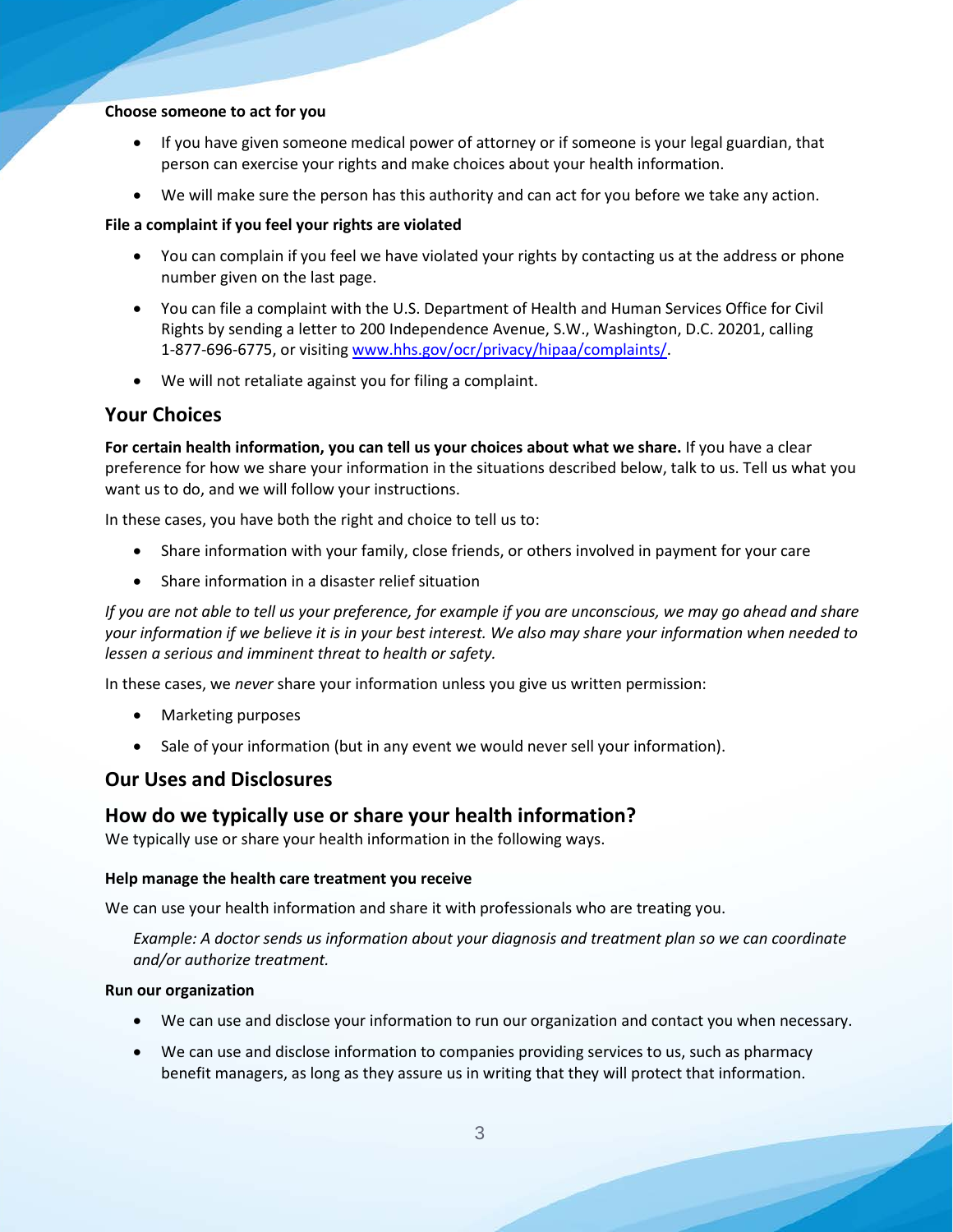#### Choose someone to act for you

- If you have given someone medical power of attorney or if someone is your legal guardian, that person can exercise your rights and make choices about your health information.
- We will make sure the person has this authority and can act for you before we take any action.

#### File a complaint if you feel your rights are violated

- You can complain if you feel we have violated your rights by contacting us at the address or phone number given on the last page.
- You can file a complaint with the U.S. Department of Health and Human Services Office for Civil Rights by sending a letter to 200 Independence Avenue, S.W., Washington, D.C. 20201, calling 1-877-696-6775, or visiting [www.hhs.gov/ocr/privacy/hipaa/complaints/](http://www.hhs.gov/ocr/privacy/hipaa/complaints/).
- We will not retaliate against you for filing a complaint.

## Your Choices

**For certain health information, you can tell us your choices about what we share.** If you have a clear preference for how we share your information in the situations described below, talk to us. Tell us what you want us to do, and we will follow your instructions.

In these cases, you have both the right and choice to tell us to:

- Share information with your family, close friends, or others involved in payment for your care
- Share information in a disaster relief situation

*If you are not able to tell us your preference, for example if you are unconscious, we may go ahead and share your information if we believe it is in your best interest. We also may share your information when needed to lessen a serious and imminent threat to health or safety.*

In these cases, we *never* share your information unless you give us written permission:

- Marketing purposes
- Sale of your information (but in any event we would never sell your information).

## Our Uses and Disclosures

## How do we typically use or share your health information?

We typically use or share your health information in the following ways.

#### Help manage the health care treatment you receive

We can use your health information and share it with professionals who are treating you.

> *Example: A doctor sends us information about your diagnosis and treatment plan so we can coordinate and/or authorize treatment.*

#### Run our organization

- We can use and disclose your information to run our organization and contact you when necessary.
- We can use and disclose information to companies providing services to us, such as pharmacy benefit managers, as long as they assure us in writing that they will protect that information.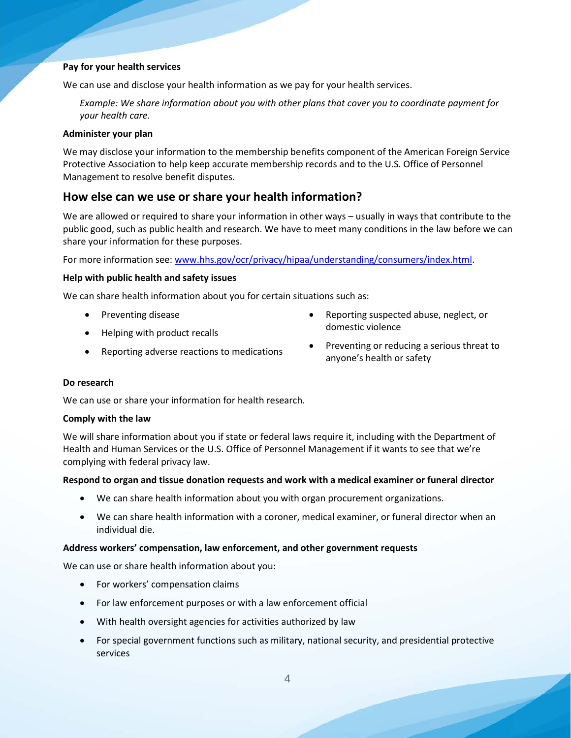**Pay for your health services**

We can use and disclose your health information as we pay for your health services.

> *Example: We share information about you with other plans that cover you to coordinate payment for your health care.*

**Administer your plan**

We may disclose your information to the membership benefits component of the American Foreign Service Protective Association to help keep accurate membership records and to the U.S. Office of Personnel Management to resolve benefit disputes.

## How else can we use or share your health information?

We are allowed or required to share your information in other ways – usually in ways that contribute to the public good, such as public health and research. We have to meet many conditions in the law before we can share your information for these purposes.

For more information see: www.hhs.gov/ocr/privacy/hipaa/understanding/consumers/index.html.

**Help with public health and safety issues**

We can share health information about you for certain situations such as:

- Preventing disease
- Helping with product recalls
- Reporting adverse reactions to medications
- Reporting suspected abuse, neglect, or domestic violence
- Preventing or reducing a serious threat to anyone's health or safety

**Do research**

We can use or share your information for health research.

**Comply with the law**

We will share information about you if state or federal laws require it, including with the Department of Health and Human Services or the U.S. Office of Personnel Management if it wants to see that we're complying with federal privacy law.

**Respond to organ and tissue donation requests and work with a medical examiner or funeral director**

- We can share health information about you with organ procurement organizations.
- We can share health information with a coroner, medical examiner, or funeral director when an individual die.

**Address workers' compensation, law enforcement, and other government requests**

We can use or share health information about you:

- For workers' compensation claims
- For law enforcement purposes or with a law enforcement official
- With health oversight agencies for activities authorized by law
- For special government functions such as military, national security, and presidential protective services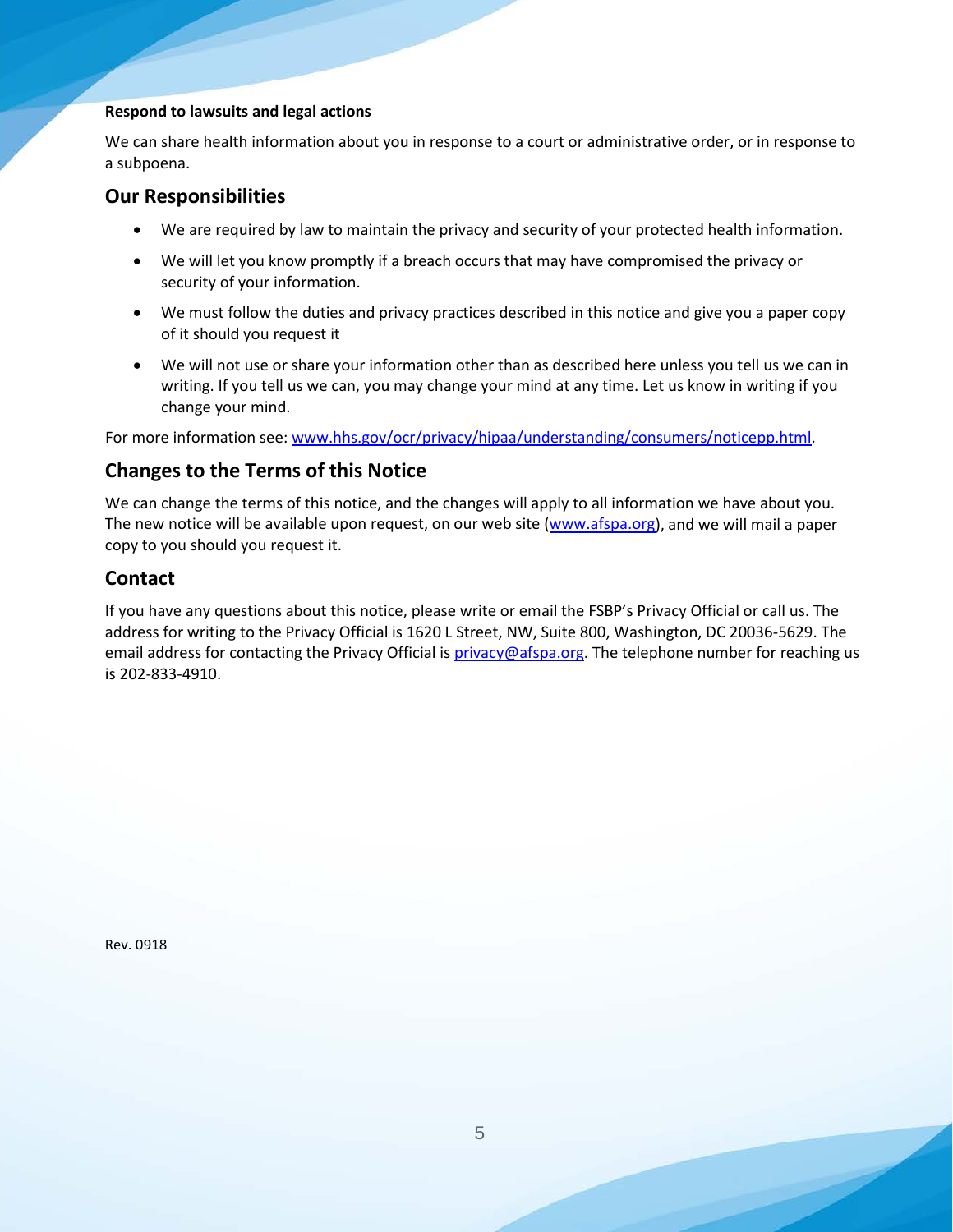**Respond to lawsuits and legal actions**

We can share health information about you in response to a court or administrative order, or in response to a subpoena.

## Our Responsibilities

- We are required by law to maintain the privacy and security of your protected health information.
- We will let you know promptly if a breach occurs that may have compromised the privacy or security of your information.
- We must follow the duties and privacy practices described in this notice and give you a paper copy of it should you request it
- We will not use or share your information other than as described here unless you tell us we can in writing. If you tell us we can, you may change your mind at any time. Let us know in writing if you change your mind.

For more information see: www.hhs.gov/ocr/privacy/hipaa/understanding/consumers/noticepp.html.

## Changes to the Terms of this Notice

We can change the terms of this notice, and the changes will apply to all information we have about you. The new notice will be available upon request, on our web site (www.afspa.org), and we will mail a paper copy to you should you request it.

## Contact

If you have any questions about this notice, please write or email the FSBP's Privacy Official or call us. The address for writing to the Privacy Official is 1620 L Street, NW, Suite 800, Washington, DC 20036-5629. The email address for contacting the Privacy Official is privacy@afspa.org. The telephone number for reaching us is 202-833-4910.

Rev. 0918